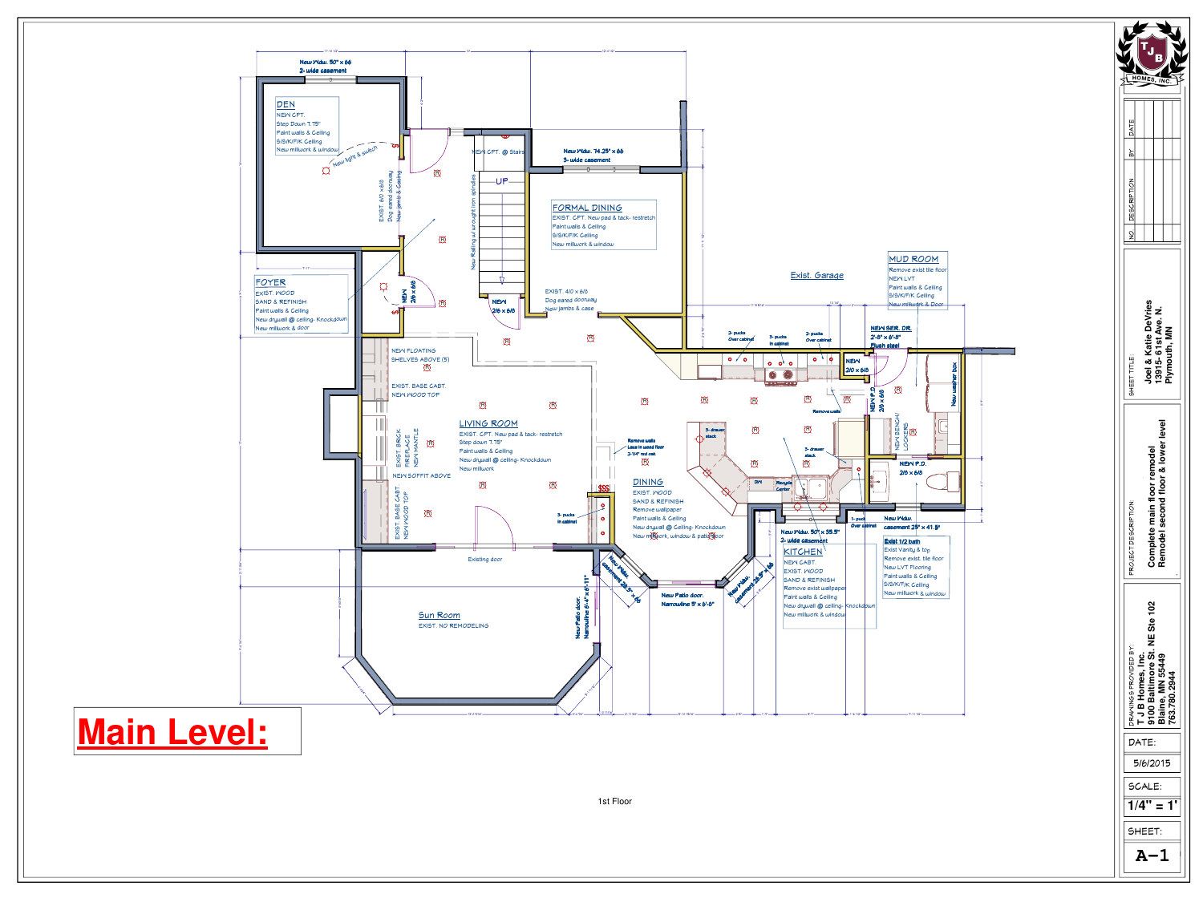# Main Level:

1st Floor

New Wdw. 50" x 66
2- wide casement

## DEN
NEW CPT.
Step Down 7.75"
Paint walls & Ceiling
S/S/K/F/K Ceiling
New millwork & window

New light & switch

EXIST. 6/0 x 6/8
Dog eared doorway
New jamb & Casing

NEW CPT. @ Stairs

UP

New Railing w/ wrought iron spindles

New Wdw. 74.25" x 66
3- wide casement

## FORMAL DINING
EXIST. CPT. New pad & tack- restretch
Paint walls & Ceiling
S/S/K/F/K Ceiling
New millwork & window

EXIST. 4/0 x 6/8
Dog eared doorway
New jambs & case

NEW 2/6 x 6/8

NEW 2/6 x 6/8

## FOYER
EXIST. WOOD
SAND & REFINISH
Paint walls & Ceiling
New drywall @ ceiling- Knockdown
New millwork & door

Exist. Garage

## MUD ROOM
Remove exist tile floor
NEW LVT
Paint walls & Ceiling
S/S/K/F/K Ceiling
New millwork & Door

NEW SER. DR.
2-8" x 6'-8"
Flush steel

NEW 2/0 x 6/8

NEW P.D. 2/6 x 6/8

New washer box

NEW BENCH/ LOCKERS

NEW P.D. 2/6 x 6/8

3- pucks Over cabinet

3- pucks in cabinet

2- pucks Over cabinet

Remove walls

NEW FLOATING SHELVES ABOVE (5)

EXIST. BASE CABT.
NEW WOOD TOP

## LIVING ROOM
EXIST. CPT. New pad & tack- restretch
Step down 7.75"
Paint walls & Ceiling
New drywall @ ceiling- Knockdown
New millwork

EXIST. BRICK FIREPLACE
NEW MANTLE

NEW SOFFIT ABOVE

EXIST. BASE CABT.
NEW WOOD TOP

Remove walls
Lace in wood floor
2-1/4" red oak

3- drawer stack

DW

Recycle Center

3- drawer stack

## DINING
EXIST. WOOD
SAND & REFINISH
Remove wallpaper
Paint walls & Ceiling
New drywall @ Ceiling- Knockdown
New millwork, window & patio door

3- pucks in cabinet

Existing door

1- puck Over cabinet

New Wdw. 50" x 35.5"
2- wide casement

## KITCHEN
NEW CABT.
EXIST. WOOD
SAND & REFINISH
Remove exist wallpaper
Paint walls & Ceiling
New drywall @ ceiling- Knockdown
New millwork & window

New Wdw. casement 25" x 41.5"

Exist 1/2 bath
Exist Vanity & top
Remove exist. tile floor
New LVT Flooring
Paint walls & Ceiling
S/S/K/F/K Ceiling
New millwork & window

New Wdw. casement 28.5" x 48

New Patio door. Narrowline 5' x 6'-8"

New Wdw. casement 28.5" x 48

New Patio door. Narrowline 6'-4" x 6'-11"

## Sun Room
EXIST. NO REMODELING

---

TJB HOMES, INC.

| NO | DESCRIPTION | BY | DATE |
|---|---|---|---|
| | | | |

SHEET TITLE: Joel & Katie DeVries
13915- 61st Ave. N.
Plymouth, MN

PROJECT DESCRIPTION: Complete main floor remodel
Remodel second floor & lower level

DRAWINGS PROVIDED BY:
T J B Homes, Inc.
9100 Baltimore St. NE Ste 102
Blaine, MN 55449
763.780.2944

DATE: 5/6/2015

SCALE: 1/4" = 1'

SHEET: A-1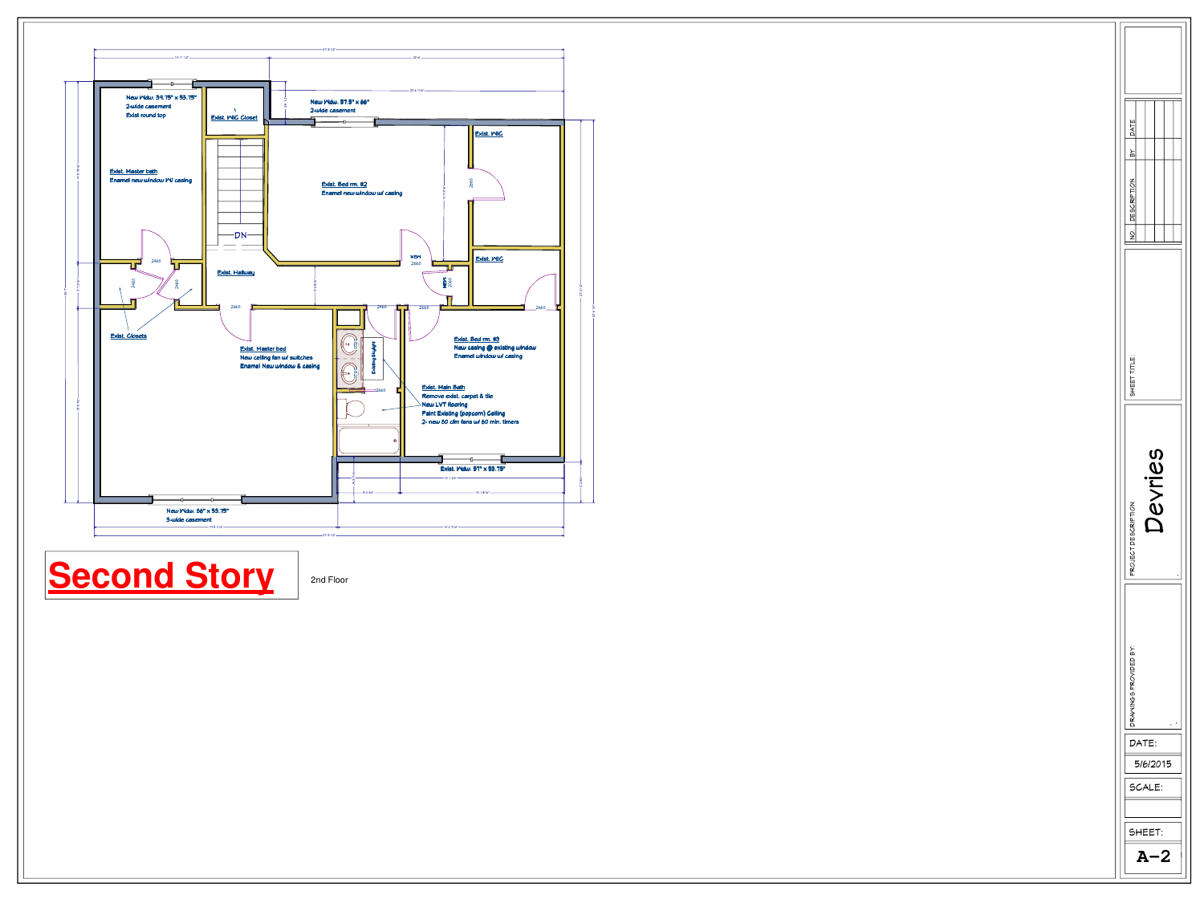# Second Story

2nd Floor

New Wdw. 34.75" x 53.75"
2-wide casement
Exist round top

Exist. WIC Closet

New Wdw. 57.5" x 66"
2-wide casement

Exist. WIC

Exist. Master bath
Enamel new window W/ casing

Exist. Bed rm. #2
Enamel new window w/ casing

DN

Exist. Hallway

Exist. WIC

Exist. Closets

Exist. Master bed
New ceiling fan w/ switches
Enamel New window & casing

Exist. Bed rm. #3
New casing @ existing window
Enamel window w/ casing

Existing Skylight

Exist. Main Bath
Remove exist. carpet & tile
New LVT flooring
Paint Existing (popcorn) Ceiling
2- new 80 cfm fans w/ 60 min. timers

Exist. Wdw. 51" x 53.75"

New Wdw. 86" x 53.75"
3-wide casement

| |
|---|
| NO. / DESCRIPTION / BY / DATE |
| SHEET TITLE: |
| PROJECT DESCRIPTION: Devries |
| DRAWINGS PROVIDED BY: |
| DATE: 5/6/2015 |
| SCALE: |
| SHEET: A-2 |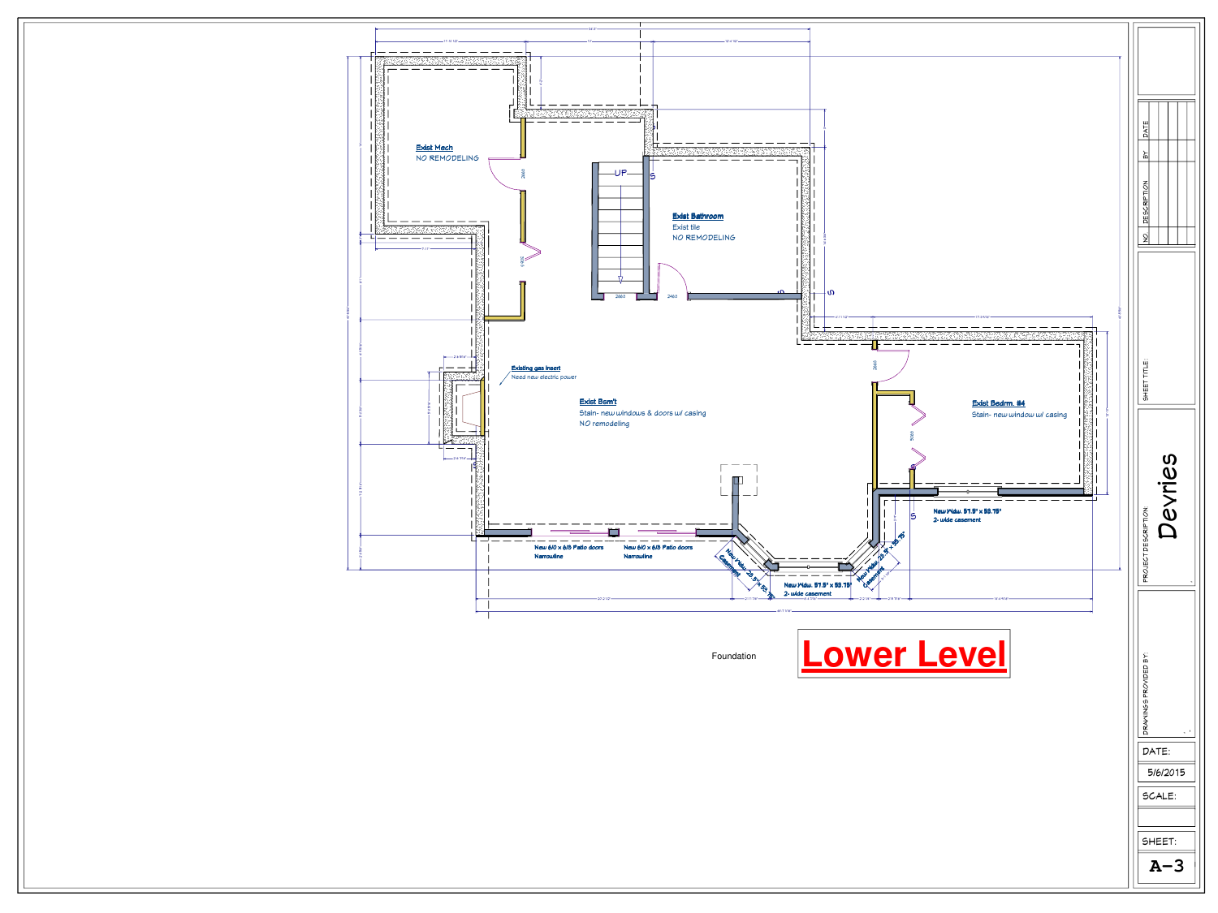Exist Mech
NO REMODELING

Exist Bathroom
Exist tile
NO REMODELING

UP

Existing gas insert
Need new electric power

Exist Bsm't
Stain- new windows & doors w/ casing
NO remodeling

Exist Bedrm. #4
Stain- new window w/ casing

New Wdw. 57.5" x 59.75"
2- wide casement

New 6/0 x 6/8 Patio doors
Narrowline

New 6/0 x 6/8 Patio doors
Narrowline

New Wdw. 25.5" x 59.75"
Casement

New Wdw. 57.5" x 59.75"
2- wide casement

New Wdw. 25.5" x 59.75"
Casement

Foundation

# Lower Level

NO | DESCRIPTION | BY | DATE

SHEET TITLE:

PROJECT DESCRIPTION:
Devries

DRAWINGS PROVIDED BY:

DATE:
5/6/2015

SCALE:

SHEET:
A-3